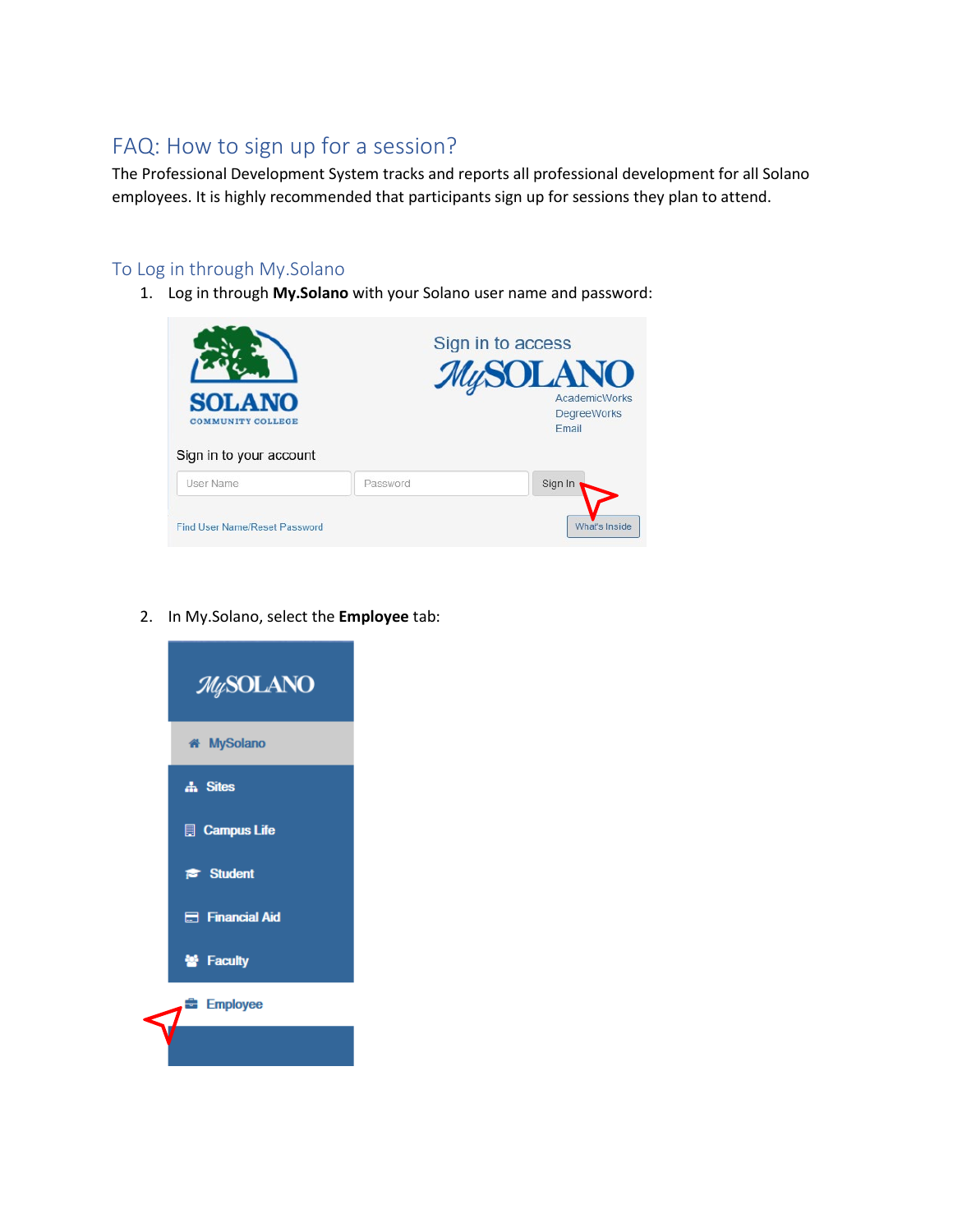# FAQ: How to sign up for a session?

The Professional Development System tracks and reports all professional development for all Solano employees. It is highly recommended that participants sign up for sessions they plan to attend.

## To Log in through My.Solano

1. Log in through **My.Solano** with your Solano user name and password:

2. In My.Solano, select the **Employee** tab: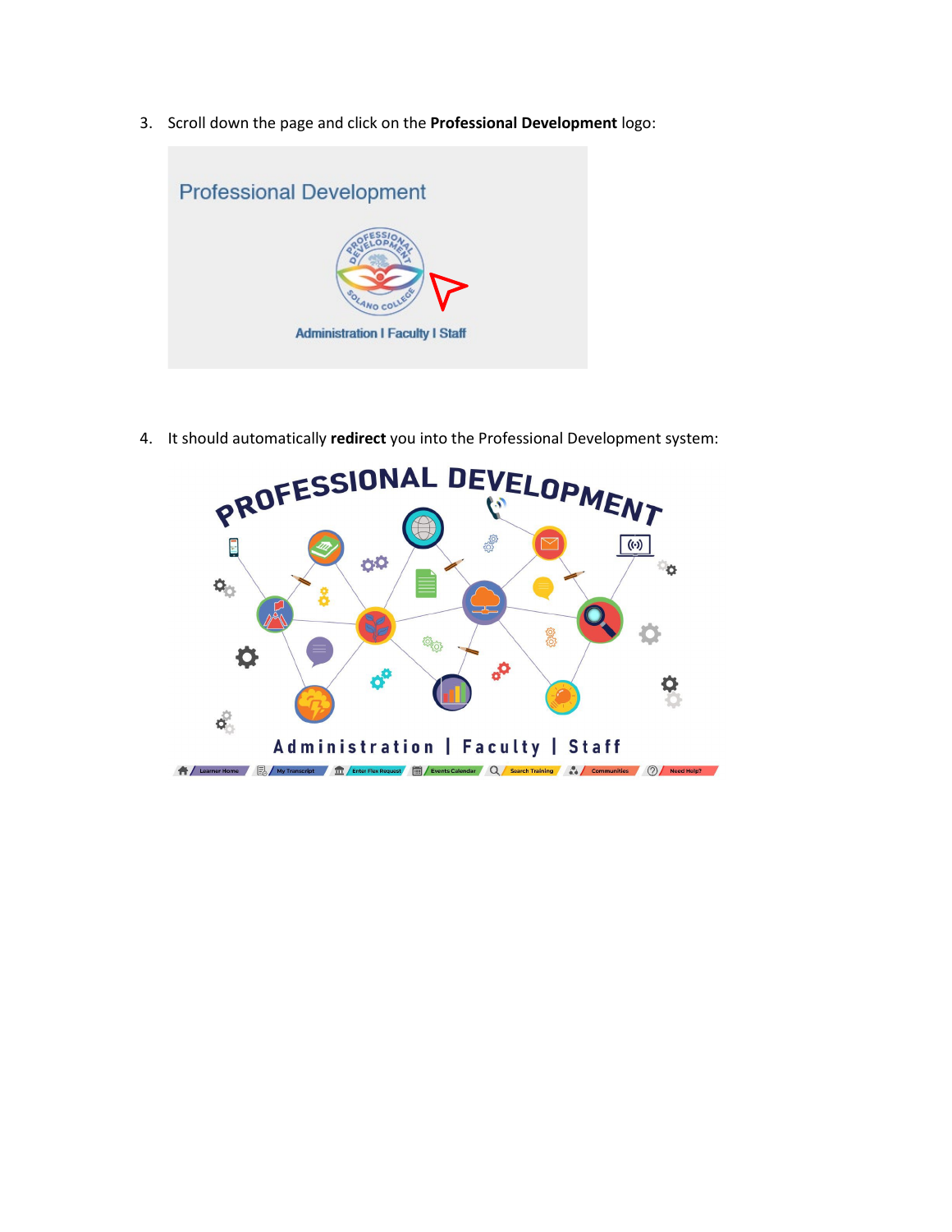3. Scroll down the page and click on the **Professional Development** logo:

4. It should automatically **redirect** you into the Professional Development system: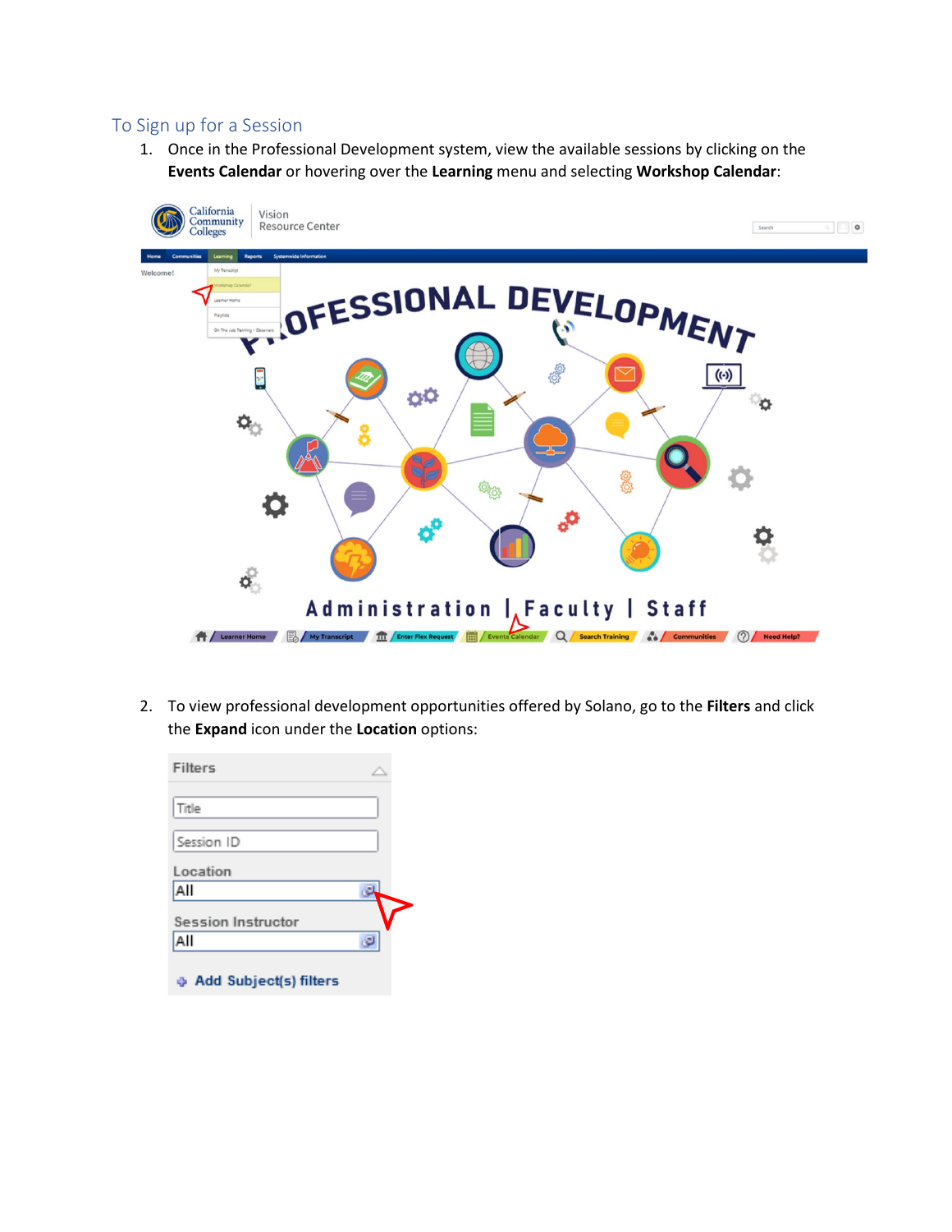## To Sign up for a Session

1. Once in the Professional Development system, view the available sessions by clicking on the **Events Calendar** or hovering over the **Learning** menu and selecting **Workshop Calendar**:

2. To view professional development opportunities offered by Solano, go to the **Filters** and click the **Expand** icon under the **Location** options: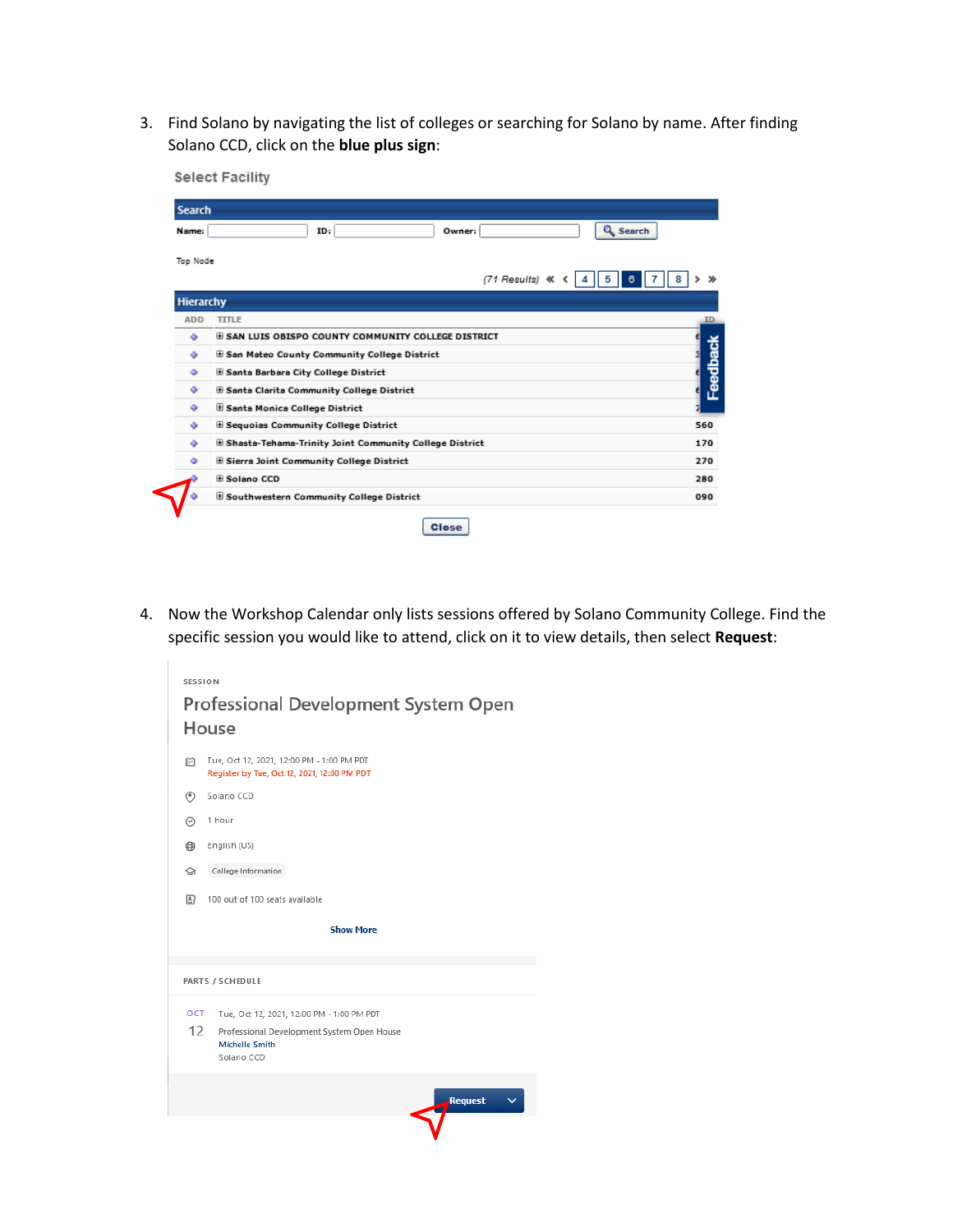3. Find Solano by navigating the list of colleges or searching for Solano by name. After finding Solano CCD, click on the **blue plus sign**:

Select Facility

Search

Name: ID: Owner: Search

Top Node

(71 Results) « ‹ 4 5 6 7 8 › »

Hierarchy

| ADD | TITLE | ID |
|---|---|---|
| + | ⊞ SAN LUIS OBISPO COUNTY COMMUNITY COLLEGE DISTRICT | |
| + | ⊞ San Mateo County Community College District | |
| + | ⊞ Santa Barbara City College District | |
| + | ⊞ Santa Clarita Community College District | |
| + | ⊞ Santa Monica College District | |
| + | ⊞ Sequoias Community College District | 560 |
| + | ⊞ Shasta-Tehama-Trinity Joint Community College District | 170 |
| + | ⊞ Sierra Joint Community College District | 270 |
| + | ⊞ Solano CCD | 280 |
| + | ⊞ Southwestern Community College District | 090 |

Close

4. Now the Workshop Calendar only lists sessions offered by Solano Community College. Find the specific session you would like to attend, click on it to view details, then select **Request**:

SESSION

Professional Development System Open House

Tue, Oct 12, 2021, 12:00 PM - 1:00 PM PDT
Register by Tue, Oct 12, 2021, 12:00 PM PDT

Solano CCD

1 hour

English (US)

College Information

100 out of 100 seats available

Show More

PARTS / SCHEDULE

OCT 12 — Tue, Oct 12, 2021, 12:00 PM - 1:00 PM PDT
Professional Development System Open House
Michelle Smith
Solano CCD

Request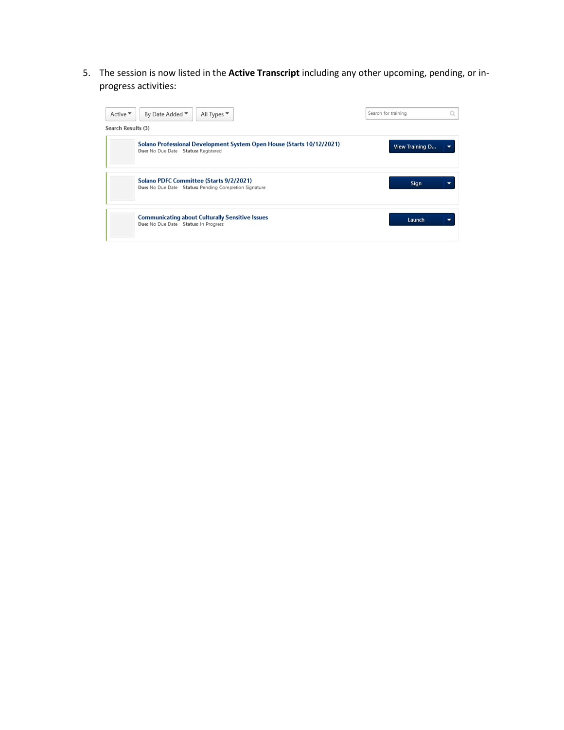5. The session is now listed in the **Active Transcript** including any other upcoming, pending, or in-progress activities:

Active | By Date Added | All Types | Search for training

Search Results (3)

| Training | Action |
| --- | --- |
| **Solano Professional Development System Open House (Starts 10/12/2021)** Due: No Due Date Status: Registered | View Training D... |
| **Solano PDFC Committee (Starts 9/2/2021)** Due: No Due Date Status: Pending Completion Signature | Sign |
| **Communicating about Culturally Sensitive Issues** Due: No Due Date Status: In Progress | Launch |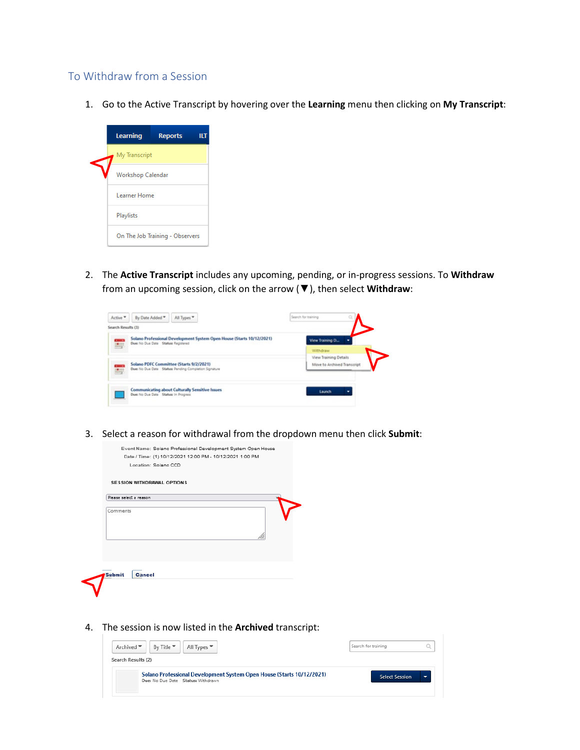## To Withdraw from a Session

1. Go to the Active Transcript by hovering over the **Learning** menu then clicking on **My Transcript**:

2. The **Active Transcript** includes any upcoming, pending, or in-progress sessions. To **Withdraw** from an upcoming session, click on the arrow (▼), then select **Withdraw**:

3. Select a reason for withdrawal from the dropdown menu then click **Submit**:

4. The session is now listed in the **Archived** transcript: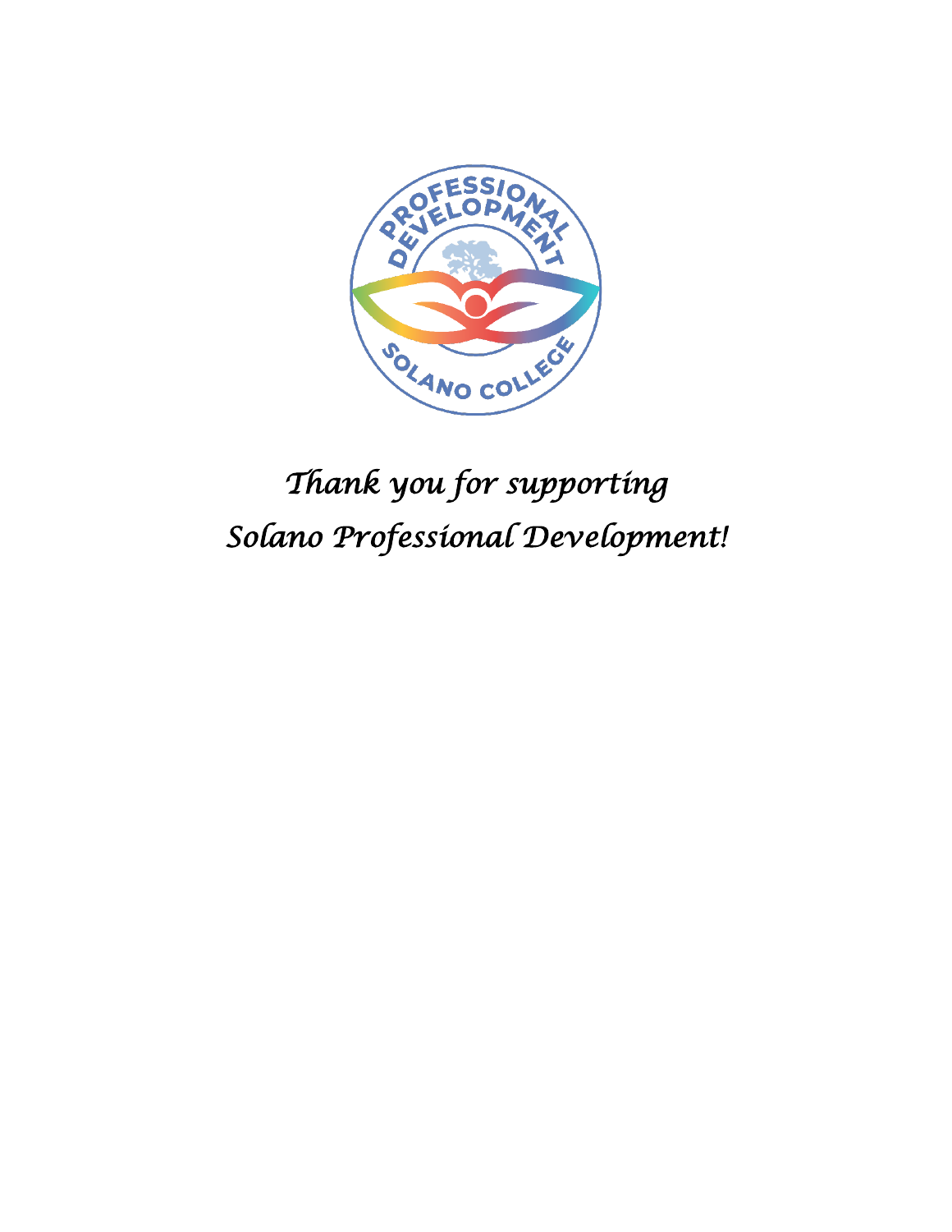*Thank you for supporting*

*Solano Professional Development!*